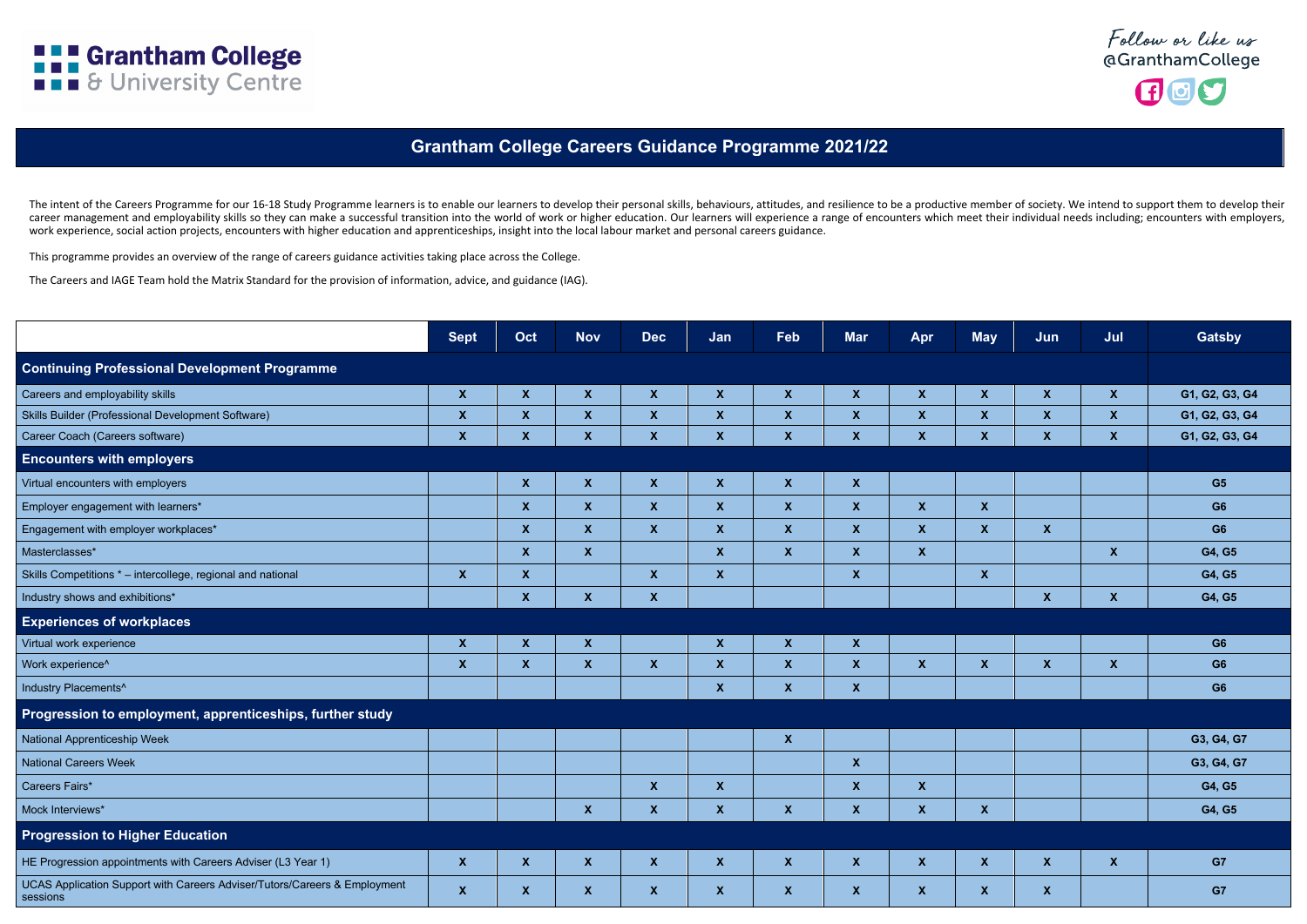Grantham College & University Centre

Follow or like us @GranthamCollege

# Grantham College Careers Guidance Programme 2021/22

The intent of the Careers Programme for our 16-18 Study Programme learners is to enable our learners to develop their personal skills, behaviours, attitudes, and resilience to be a productive member of society. We intend to support them to develop their career management and employability skills so they can make a successful transition into the world of work or higher education. Our learners will experience a range of encounters which meet their individual needs including; encounters with employers, work experience, social action projects, encounters with higher education and apprenticeships, insight into the local labour market and personal careers guidance.

This programme provides an overview of the range of careers guidance activities taking place across the College.

The Careers and IAGE Team hold the Matrix Standard for the provision of information, advice, and guidance (IAG).

| | Sept | Oct | Nov | Dec | Jan | Feb | Mar | Apr | May | Jun | Jul | Gatsby |
|---|---|---|---|---|---|---|---|---|---|---|---|---|
| **Continuing Professional Development Programme** | | | | | | | | | | | | |
| Careers and employability skills | X | X | X | X | X | X | X | X | X | X | X | G1, G2, G3, G4 |
| Skills Builder (Professional Development Software) | X | X | X | X | X | X | X | X | X | X | X | G1, G2, G3, G4 |
| Career Coach (Careers software) | X | X | X | X | X | X | X | X | X | X | X | G1, G2, G3, G4 |
| **Encounters with employers** | | | | | | | | | | | | |
| Virtual encounters with employers | | X | X | X | X | X | X | | | | | G5 |
| Employer engagement with learners* | | X | X | X | X | X | X | X | X | | | G6 |
| Engagement with employer workplaces* | | X | X | X | X | X | X | X | X | X | | G6 |
| Masterclasses* | | X | X | | X | X | X | X | | | X | G4, G5 |
| Skills Competitions * – intercollege, regional and national | X | X | | X | X | | X | | X | | | G4, G5 |
| Industry shows and exhibitions* | | X | X | X | | | | | | X | X | G4, G5 |
| **Experiences of workplaces** | | | | | | | | | | | | |
| Virtual work experience | X | X | X | | X | X | X | | | | | G6 |
| Work experience^ | X | X | X | X | X | X | X | X | X | X | X | G6 |
| Industry Placements^ | | | | | X | X | X | | | | | G6 |
| **Progression to employment, apprenticeships, further study** | | | | | | | | | | | | |
| National Apprenticeship Week | | | | | | X | | | | | | G3, G4, G7 |
| National Careers Week | | | | | | | X | | | | | G3, G4, G7 |
| Careers Fairs* | | | | X | X | | X | X | | | | G4, G5 |
| Mock Interviews* | | | X | X | X | X | X | X | X | | | G4, G5 |
| **Progression to Higher Education** | | | | | | | | | | | | |
| HE Progression appointments with Careers Adviser (L3 Year 1) | X | X | X | X | X | X | X | X | X | X | X | G7 |
| UCAS Application Support with Careers Adviser/Tutors/Careers & Employment sessions | X | X | X | X | X | X | X | X | X | X | | G7 |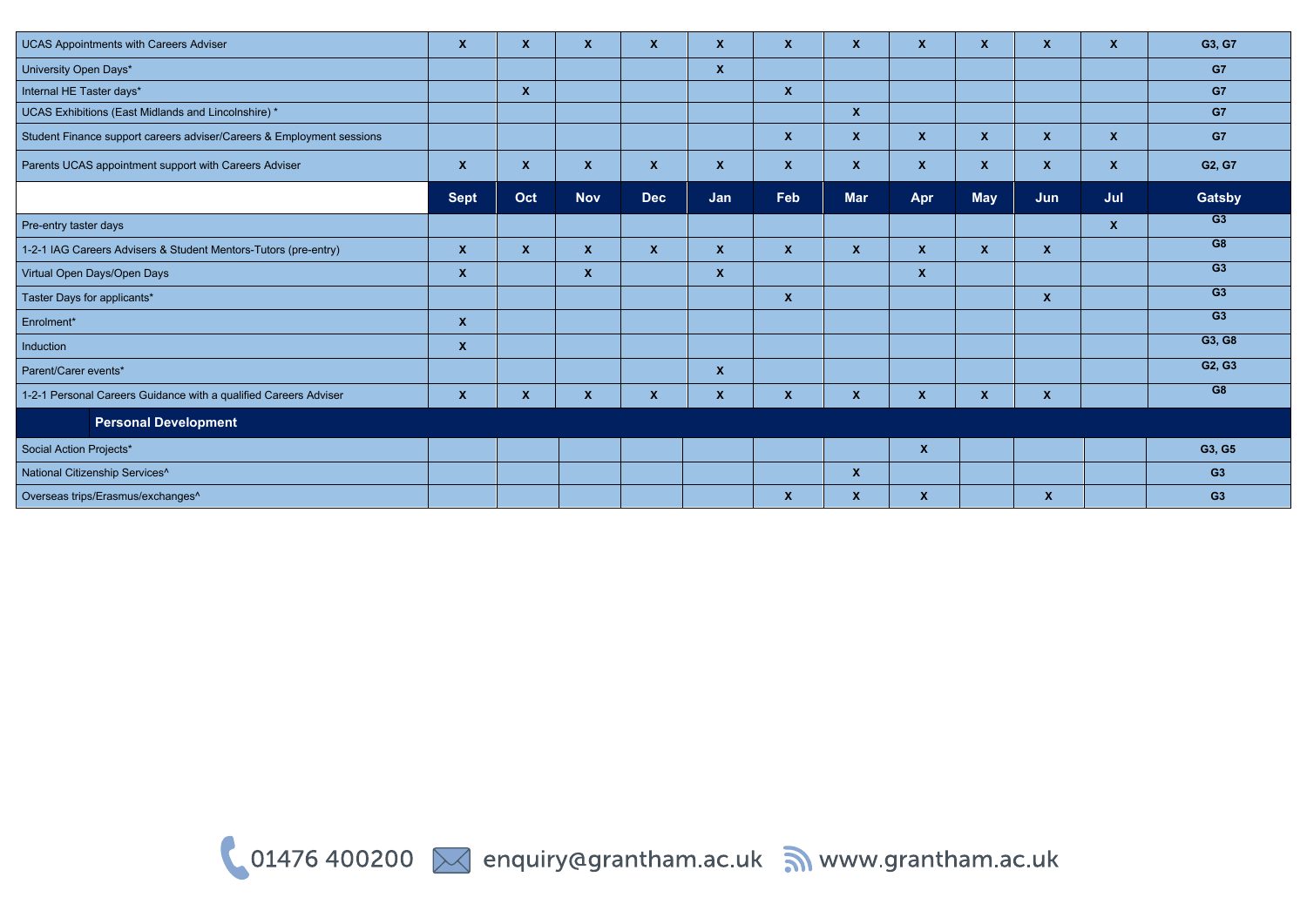| | | | | | | | | | | | | |
|---|---|---|---|---|---|---|---|---|---|---|---|---|
| UCAS Appointments with Careers Adviser | X | X | X | X | X | X | X | X | X | X | X | G3, G7 |
| University Open Days* | | | | | X | | | | | | | G7 |
| Internal HE Taster days* | | X | | | | X | | | | | | G7 |
| UCAS Exhibitions (East Midlands and Lincolnshire) * | | | | | | | X | | | | | G7 |
| Student Finance support careers adviser/Careers & Employment sessions | | | | | | X | X | X | X | X | X | G7 |
| Parents UCAS appointment support with Careers Adviser | X | X | X | X | X | X | X | X | X | X | X | G2, G7 |
| | **Sept** | **Oct** | **Nov** | **Dec** | **Jan** | **Feb** | **Mar** | **Apr** | **May** | **Jun** | **Jul** | **Gatsby** |
| Pre-entry taster days | | | | | | | | | | | X | G3 |
| 1-2-1 IAG Careers Advisers & Student Mentors-Tutors (pre-entry) | X | X | X | X | X | X | X | X | X | X | | G8 |
| Virtual Open Days/Open Days | X | | X | | X | | | X | | | | G3 |
| Taster Days for applicants* | | | | | | X | | | | X | | G3 |
| Enrolment* | X | | | | | | | | | | | G3 |
| Induction | X | | | | | | | | | | | G3, G8 |
| Parent/Carer events* | | | | | X | | | | | | | G2, G3 |
| 1-2-1 Personal Careers Guidance with a qualified Careers Adviser | X | X | X | X | X | X | X | X | X | X | | G8 |
| **Personal Development** | | | | | | | | | | | | |
| Social Action Projects* | | | | | | | | X | | | | G3, G5 |
| National Citizenship Services^ | | | | | | | X | | | | | G3 |
| Overseas trips/Erasmus/exchanges^ | | | | | | X | X | X | | X | | G3 |

01476 400200 enquiry@grantham.ac.uk www.grantham.ac.uk